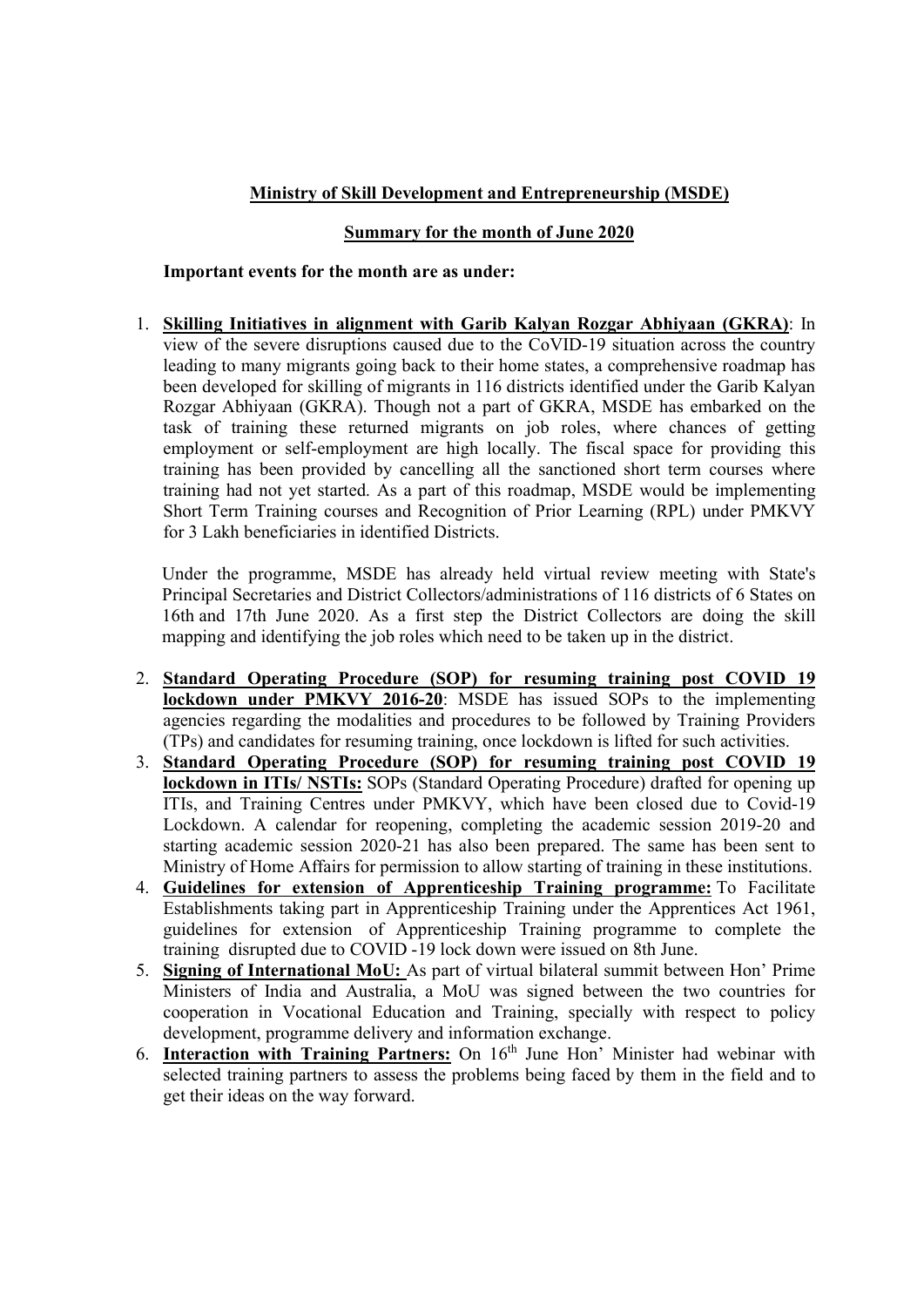**Ministry of Skill Development and Entrepreneurship (MSDE)**

**Summary for the month of June 2020**

**Important events for the month are as under:**

1. **Skilling Initiatives in alignment with Garib Kalyan Rozgar Abhiyaan (GKRA)**: In view of the severe disruptions caused due to the CoVID-19 situation across the country leading to many migrants going back to their home states, a comprehensive roadmap has been developed for skilling of migrants in 116 districts identified under the Garib Kalyan Rozgar Abhiyaan (GKRA). Though not a part of GKRA, MSDE has embarked on the task of training these returned migrants on job roles, where chances of getting employment or self-employment are high locally. The fiscal space for providing this training has been provided by cancelling all the sanctioned short term courses where training had not yet started. As a part of this roadmap, MSDE would be implementing Short Term Training courses and Recognition of Prior Learning (RPL) under PMKVY for 3 Lakh beneficiaries in identified Districts.

   Under the programme, MSDE has already held virtual review meeting with State's Principal Secretaries and District Collectors/administrations of 116 districts of 6 States on 16th and 17th June 2020. As a first step the District Collectors are doing the skill mapping and identifying the job roles which need to be taken up in the district.

2. **Standard Operating Procedure (SOP) for resuming training post COVID 19 lockdown under PMKVY 2016-20**: MSDE has issued SOPs to the implementing agencies regarding the modalities and procedures to be followed by Training Providers (TPs) and candidates for resuming training, once lockdown is lifted for such activities.
3. **Standard Operating Procedure (SOP) for resuming training post COVID 19 lockdown in ITIs/ NSTIs:** SOPs (Standard Operating Procedure) drafted for opening up ITIs, and Training Centres under PMKVY, which have been closed due to Covid-19 Lockdown. A calendar for reopening, completing the academic session 2019-20 and starting academic session 2020-21 has also been prepared. The same has been sent to Ministry of Home Affairs for permission to allow starting of training in these institutions.
4. **Guidelines for extension of Apprenticeship Training programme:** To Facilitate Establishments taking part in Apprenticeship Training under the Apprentices Act 1961, guidelines for extension of Apprenticeship Training programme to complete the training disrupted due to COVID -19 lock down were issued on 8th June.
5. **Signing of International MoU:** As part of virtual bilateral summit between Hon' Prime Ministers of India and Australia, a MoU was signed between the two countries for cooperation in Vocational Education and Training, specially with respect to policy development, programme delivery and information exchange.
6. **Interaction with Training Partners:** On 16th June Hon' Minister had webinar with selected training partners to assess the problems being faced by them in the field and to get their ideas on the way forward.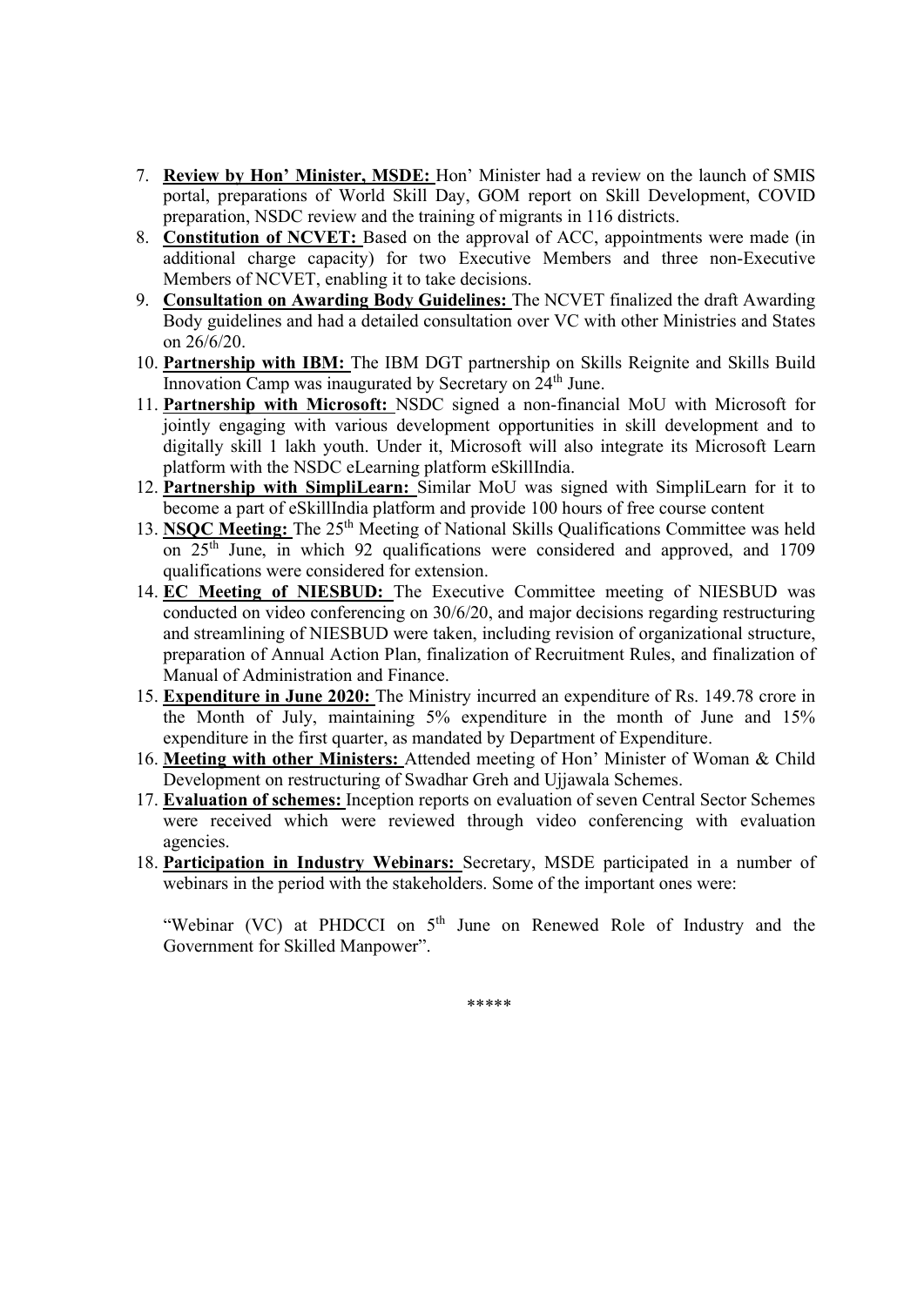7. **Review by Hon' Minister, MSDE:** Hon' Minister had a review on the launch of SMIS portal, preparations of World Skill Day, GOM report on Skill Development, COVID preparation, NSDC review and the training of migrants in 116 districts.
8. **Constitution of NCVET:** Based on the approval of ACC, appointments were made (in additional charge capacity) for two Executive Members and three non-Executive Members of NCVET, enabling it to take decisions.
9. **Consultation on Awarding Body Guidelines:** The NCVET finalized the draft Awarding Body guidelines and had a detailed consultation over VC with other Ministries and States on 26/6/20.
10. **Partnership with IBM:** The IBM DGT partnership on Skills Reignite and Skills Build Innovation Camp was inaugurated by Secretary on 24th June.
11. **Partnership with Microsoft:** NSDC signed a non-financial MoU with Microsoft for jointly engaging with various development opportunities in skill development and to digitally skill 1 lakh youth. Under it, Microsoft will also integrate its Microsoft Learn platform with the NSDC eLearning platform eSkillIndia.
12. **Partnership with SimpliLearn:** Similar MoU was signed with SimpliLearn for it to become a part of eSkillIndia platform and provide 100 hours of free course content
13. **NSQC Meeting:** The 25th Meeting of National Skills Qualifications Committee was held on 25th June, in which 92 qualifications were considered and approved, and 1709 qualifications were considered for extension.
14. **EC Meeting of NIESBUD:** The Executive Committee meeting of NIESBUD was conducted on video conferencing on 30/6/20, and major decisions regarding restructuring and streamlining of NIESBUD were taken, including revision of organizational structure, preparation of Annual Action Plan, finalization of Recruitment Rules, and finalization of Manual of Administration and Finance.
15. **Expenditure in June 2020:** The Ministry incurred an expenditure of Rs. 149.78 crore in the Month of July, maintaining 5% expenditure in the month of June and 15% expenditure in the first quarter, as mandated by Department of Expenditure.
16. **Meeting with other Ministers:** Attended meeting of Hon' Minister of Woman & Child Development on restructuring of Swadhar Greh and Ujjawala Schemes.
17. **Evaluation of schemes:** Inception reports on evaluation of seven Central Sector Schemes were received which were reviewed through video conferencing with evaluation agencies.
18. **Participation in Industry Webinars:** Secretary, MSDE participated in a number of webinars in the period with the stakeholders. Some of the important ones were:

    "Webinar (VC) at PHDCCI on 5th June on Renewed Role of Industry and the Government for Skilled Manpower".

*****